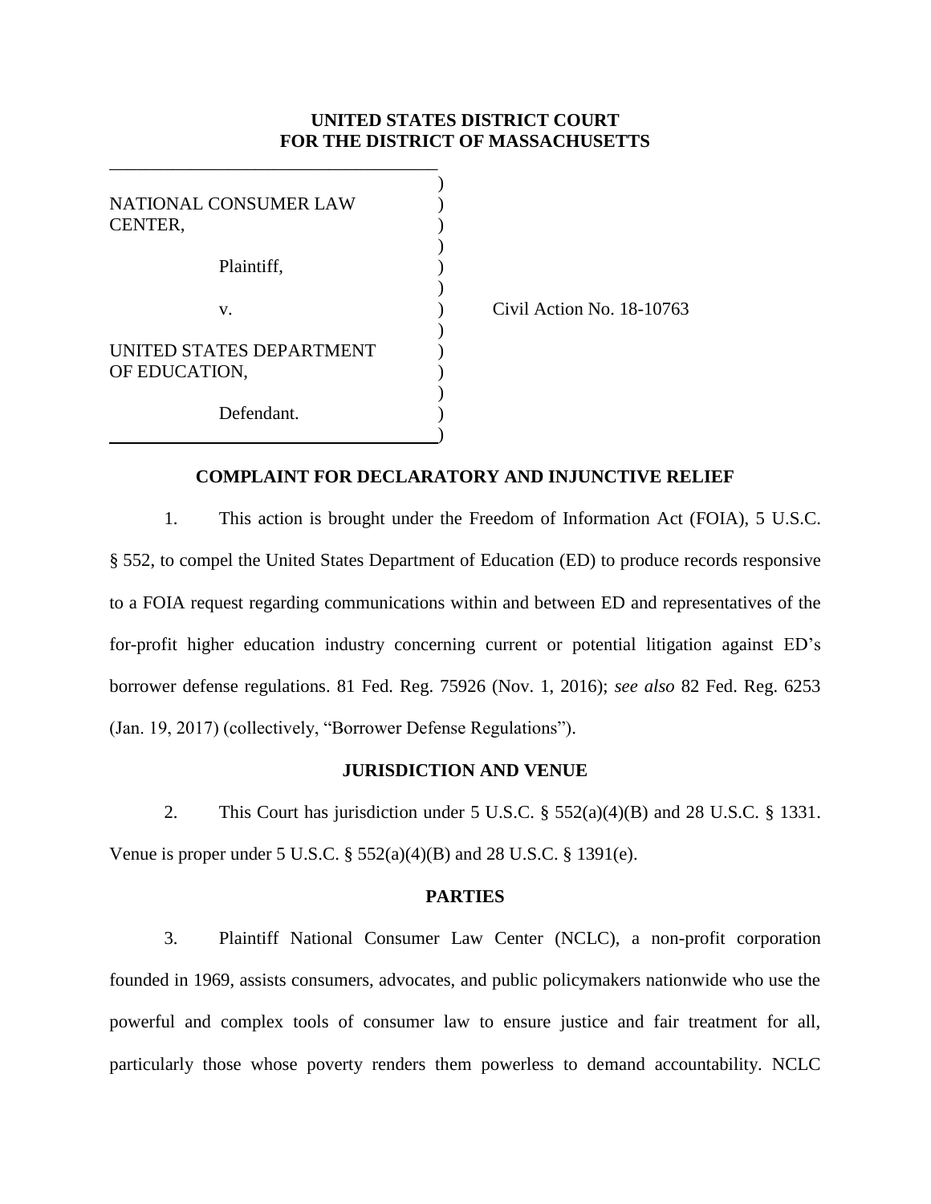**UNITED STATES DISTRICT COURT**
**FOR THE DISTRICT OF MASSACHUSETTS**

NATIONAL CONSUMER LAW CENTER,

Plaintiff,

v.

UNITED STATES DEPARTMENT OF EDUCATION,

Defendant.

Civil Action No. 18-10763

## COMPLAINT FOR DECLARATORY AND INJUNCTIVE RELIEF

1. This action is brought under the Freedom of Information Act (FOIA), 5 U.S.C. § 552, to compel the United States Department of Education (ED) to produce records responsive to a FOIA request regarding communications within and between ED and representatives of the for-profit higher education industry concerning current or potential litigation against ED's borrower defense regulations. 81 Fed. Reg. 75926 (Nov. 1, 2016); *see also* 82 Fed. Reg. 6253 (Jan. 19, 2017) (collectively, "Borrower Defense Regulations").

## JURISDICTION AND VENUE

2. This Court has jurisdiction under 5 U.S.C. § 552(a)(4)(B) and 28 U.S.C. § 1331. Venue is proper under 5 U.S.C. § 552(a)(4)(B) and 28 U.S.C. § 1391(e).

## PARTIES

3. Plaintiff National Consumer Law Center (NCLC), a non-profit corporation founded in 1969, assists consumers, advocates, and public policymakers nationwide who use the powerful and complex tools of consumer law to ensure justice and fair treatment for all, particularly those whose poverty renders them powerless to demand accountability. NCLC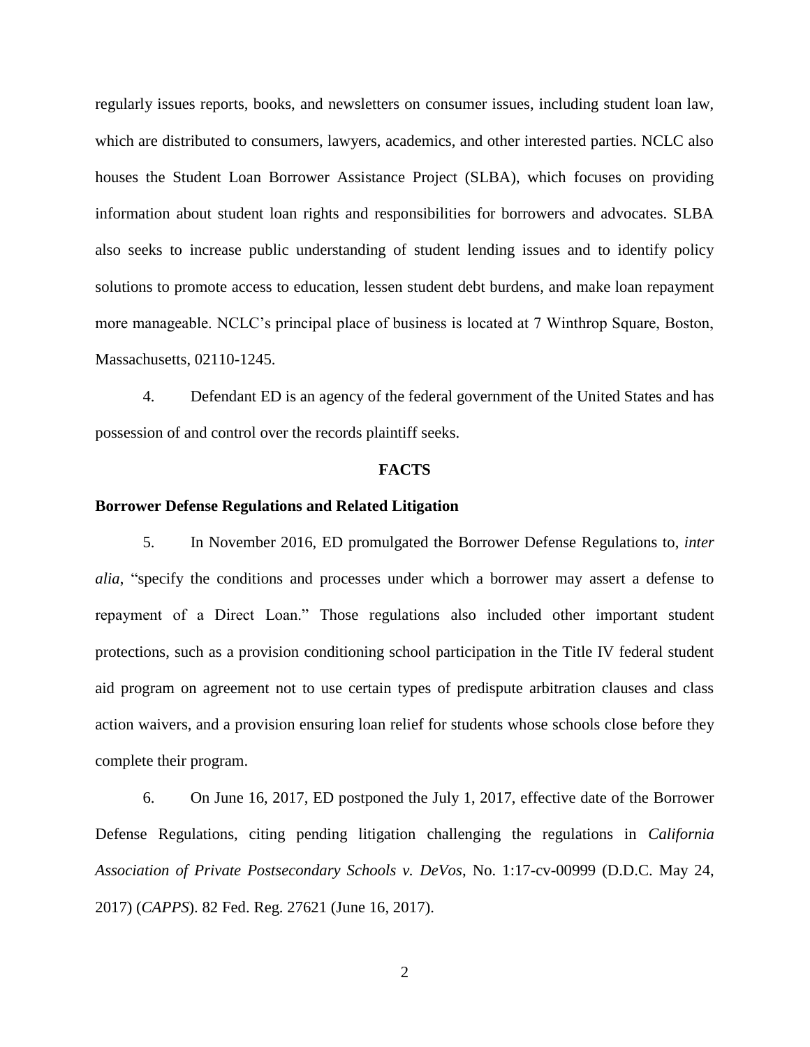regularly issues reports, books, and newsletters on consumer issues, including student loan law, which are distributed to consumers, lawyers, academics, and other interested parties. NCLC also houses the Student Loan Borrower Assistance Project (SLBA), which focuses on providing information about student loan rights and responsibilities for borrowers and advocates. SLBA also seeks to increase public understanding of student lending issues and to identify policy solutions to promote access to education, lessen student debt burdens, and make loan repayment more manageable. NCLC's principal place of business is located at 7 Winthrop Square, Boston, Massachusetts, 02110-1245.

4. Defendant ED is an agency of the federal government of the United States and has possession of and control over the records plaintiff seeks.

## FACTS

### Borrower Defense Regulations and Related Litigation

5. In November 2016, ED promulgated the Borrower Defense Regulations to, *inter alia*, "specify the conditions and processes under which a borrower may assert a defense to repayment of a Direct Loan." Those regulations also included other important student protections, such as a provision conditioning school participation in the Title IV federal student aid program on agreement not to use certain types of predispute arbitration clauses and class action waivers, and a provision ensuring loan relief for students whose schools close before they complete their program.

6. On June 16, 2017, ED postponed the July 1, 2017, effective date of the Borrower Defense Regulations, citing pending litigation challenging the regulations in *California Association of Private Postsecondary Schools v. DeVos*, No. 1:17-cv-00999 (D.D.C. May 24, 2017) (*CAPPS*). 82 Fed. Reg. 27621 (June 16, 2017).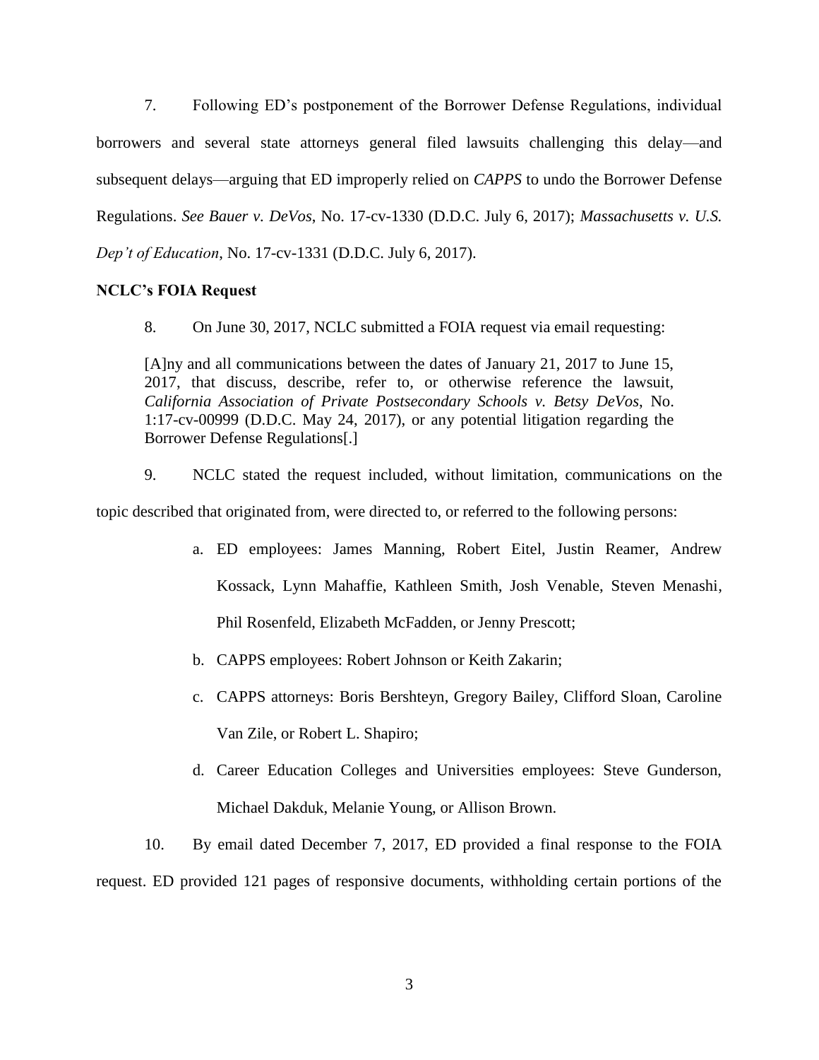7. Following ED's postponement of the Borrower Defense Regulations, individual borrowers and several state attorneys general filed lawsuits challenging this delay—and subsequent delays—arguing that ED improperly relied on *CAPPS* to undo the Borrower Defense Regulations. *See Bauer v. DeVos*, No. 17-cv-1330 (D.D.C. July 6, 2017); *Massachusetts v. U.S. Dep't of Education*, No. 17-cv-1331 (D.D.C. July 6, 2017).

**NCLC's FOIA Request**

8. On June 30, 2017, NCLC submitted a FOIA request via email requesting:

> [A]ny and all communications between the dates of January 21, 2017 to June 15, 2017, that discuss, describe, refer to, or otherwise reference the lawsuit, *California Association of Private Postsecondary Schools v. Betsy DeVos*, No. 1:17-cv-00999 (D.D.C. May 24, 2017), or any potential litigation regarding the Borrower Defense Regulations[.]

9. NCLC stated the request included, without limitation, communications on the topic described that originated from, were directed to, or referred to the following persons:

a. ED employees: James Manning, Robert Eitel, Justin Reamer, Andrew Kossack, Lynn Mahaffie, Kathleen Smith, Josh Venable, Steven Menashi, Phil Rosenfeld, Elizabeth McFadden, or Jenny Prescott;

b. CAPPS employees: Robert Johnson or Keith Zakarin;

c. CAPPS attorneys: Boris Bershteyn, Gregory Bailey, Clifford Sloan, Caroline Van Zile, or Robert L. Shapiro;

d. Career Education Colleges and Universities employees: Steve Gunderson, Michael Dakduk, Melanie Young, or Allison Brown.

10. By email dated December 7, 2017, ED provided a final response to the FOIA request. ED provided 121 pages of responsive documents, withholding certain portions of the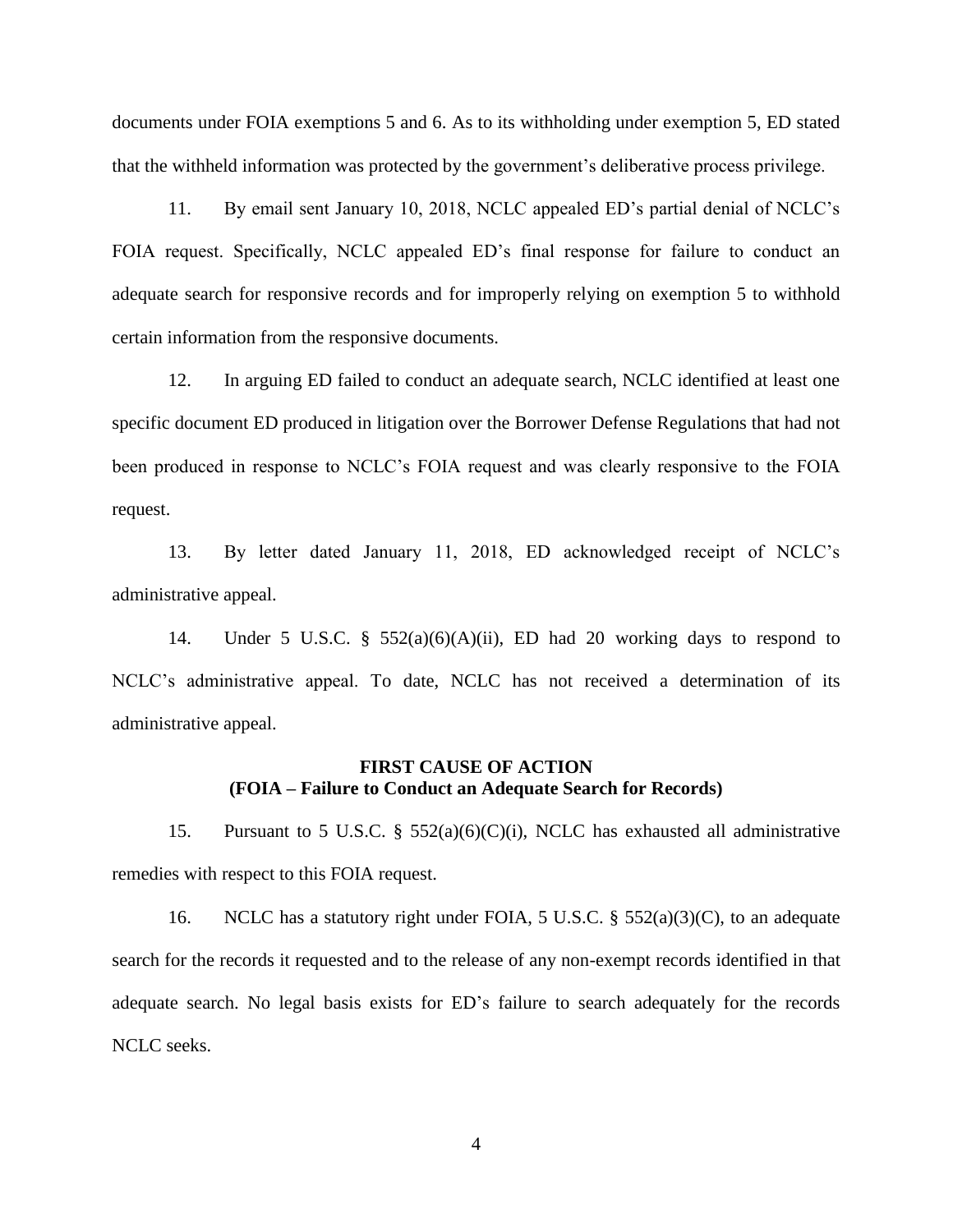documents under FOIA exemptions 5 and 6. As to its withholding under exemption 5, ED stated that the withheld information was protected by the government's deliberative process privilege.

11. By email sent January 10, 2018, NCLC appealed ED's partial denial of NCLC's FOIA request. Specifically, NCLC appealed ED's final response for failure to conduct an adequate search for responsive records and for improperly relying on exemption 5 to withhold certain information from the responsive documents.

12. In arguing ED failed to conduct an adequate search, NCLC identified at least one specific document ED produced in litigation over the Borrower Defense Regulations that had not been produced in response to NCLC's FOIA request and was clearly responsive to the FOIA request.

13. By letter dated January 11, 2018, ED acknowledged receipt of NCLC's administrative appeal.

14. Under 5 U.S.C. § 552(a)(6)(A)(ii), ED had 20 working days to respond to NCLC's administrative appeal. To date, NCLC has not received a determination of its administrative appeal.

**FIRST CAUSE OF ACTION**
**(FOIA – Failure to Conduct an Adequate Search for Records)**

15. Pursuant to 5 U.S.C. § 552(a)(6)(C)(i), NCLC has exhausted all administrative remedies with respect to this FOIA request.

16. NCLC has a statutory right under FOIA, 5 U.S.C. § 552(a)(3)(C), to an adequate search for the records it requested and to the release of any non-exempt records identified in that adequate search. No legal basis exists for ED's failure to search adequately for the records NCLC seeks.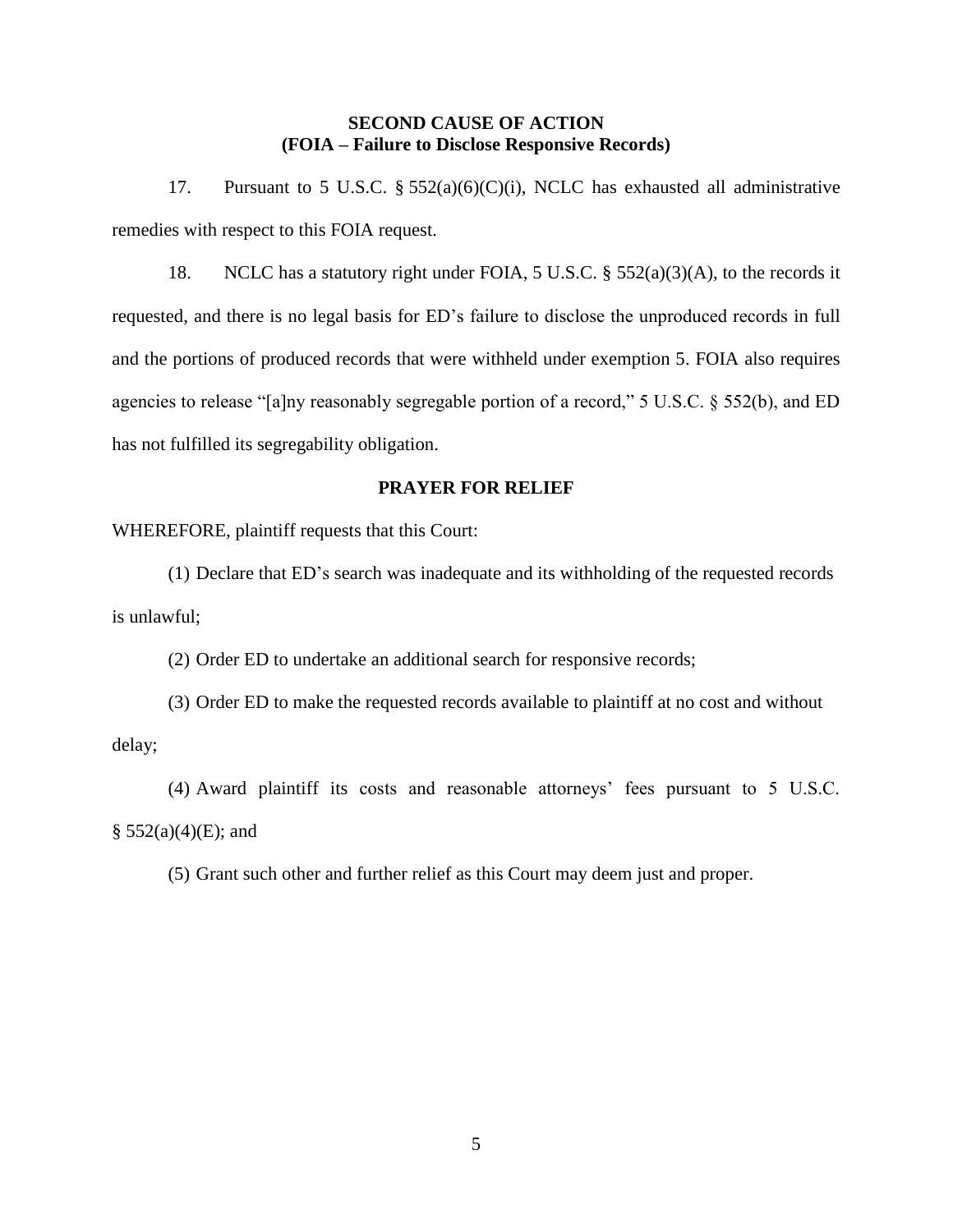**SECOND CAUSE OF ACTION**
**(FOIA – Failure to Disclose Responsive Records)**

17. Pursuant to 5 U.S.C. § 552(a)(6)(C)(i), NCLC has exhausted all administrative remedies with respect to this FOIA request.

18. NCLC has a statutory right under FOIA, 5 U.S.C. § 552(a)(3)(A), to the records it requested, and there is no legal basis for ED's failure to disclose the unproduced records in full and the portions of produced records that were withheld under exemption 5. FOIA also requires agencies to release "[a]ny reasonably segregable portion of a record," 5 U.S.C. § 552(b), and ED has not fulfilled its segregability obligation.

**PRAYER FOR RELIEF**

WHEREFORE, plaintiff requests that this Court:

(1) Declare that ED's search was inadequate and its withholding of the requested records is unlawful;

(2) Order ED to undertake an additional search for responsive records;

(3) Order ED to make the requested records available to plaintiff at no cost and without delay;

(4) Award plaintiff its costs and reasonable attorneys' fees pursuant to 5 U.S.C. § 552(a)(4)(E); and

(5) Grant such other and further relief as this Court may deem just and proper.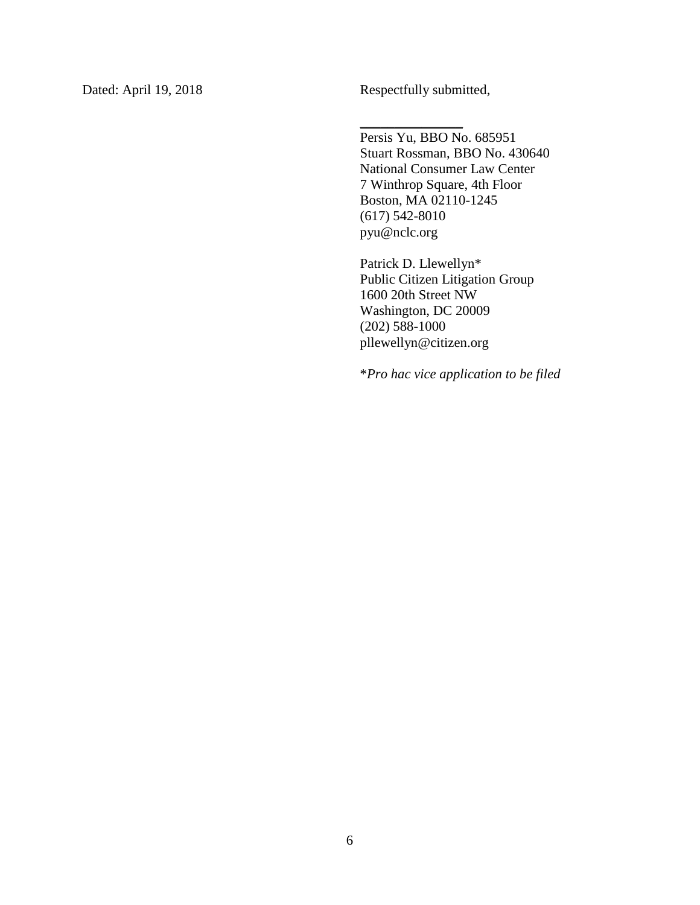Dated: April 19, 2018

Respectfully submitted,

______________
Persis Yu, BBO No. 685951
Stuart Rossman, BBO No. 430640
National Consumer Law Center
7 Winthrop Square, 4th Floor
Boston, MA 02110-1245
(617) 542-8010
pyu@nclc.org

Patrick D. Llewellyn*
Public Citizen Litigation Group
1600 20th Street NW
Washington, DC 20009
(202) 588-1000
pllewellyn@citizen.org

**Pro hac vice application to be filed*